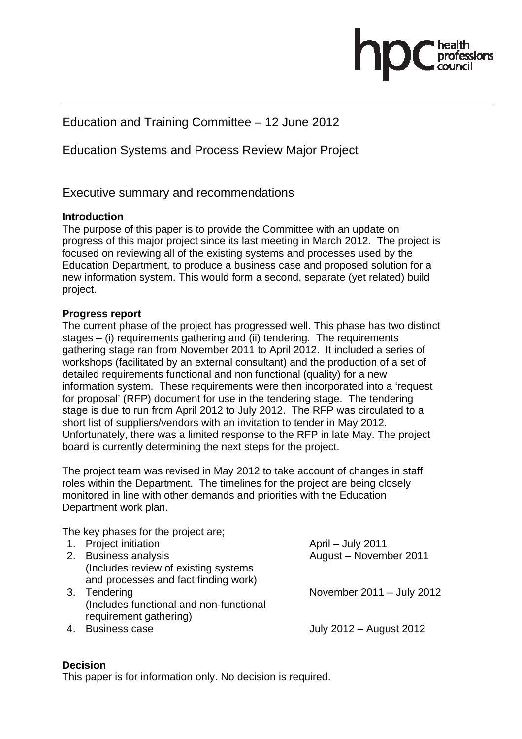hpc health professions council

# Education and Training Committee – 12 June 2012

## Education Systems and Process Review Major Project

## Executive summary and recommendations

**Introduction**

The purpose of this paper is to provide the Committee with an update on progress of this major project since its last meeting in March 2012. The project is focused on reviewing all of the existing systems and processes used by the Education Department, to produce a business case and proposed solution for a new information system. This would form a second, separate (yet related) build project.

**Progress report**

The current phase of the project has progressed well. This phase has two distinct stages – (i) requirements gathering and (ii) tendering. The requirements gathering stage ran from November 2011 to April 2012. It included a series of workshops (facilitated by an external consultant) and the production of a set of detailed requirements functional and non functional (quality) for a new information system. These requirements were then incorporated into a 'request for proposal' (RFP) document for use in the tendering stage. The tendering stage is due to run from April 2012 to July 2012. The RFP was circulated to a short list of suppliers/vendors with an invitation to tender in May 2012. Unfortunately, there was a limited response to the RFP in late May. The project board is currently determining the next steps for the project.

The project team was revised in May 2012 to take account of changes in staff roles within the Department. The timelines for the project are being closely monitored in line with other demands and priorities with the Education Department work plan.

The key phases for the project are;

1. Project initiation — April – July 2011
2. Business analysis (Includes review of existing systems and processes and fact finding work) — August – November 2011
3. Tendering (Includes functional and non-functional requirement gathering) — November 2011 – July 2012
4. Business case — July 2012 – August 2012

**Decision**

This paper is for information only. No decision is required.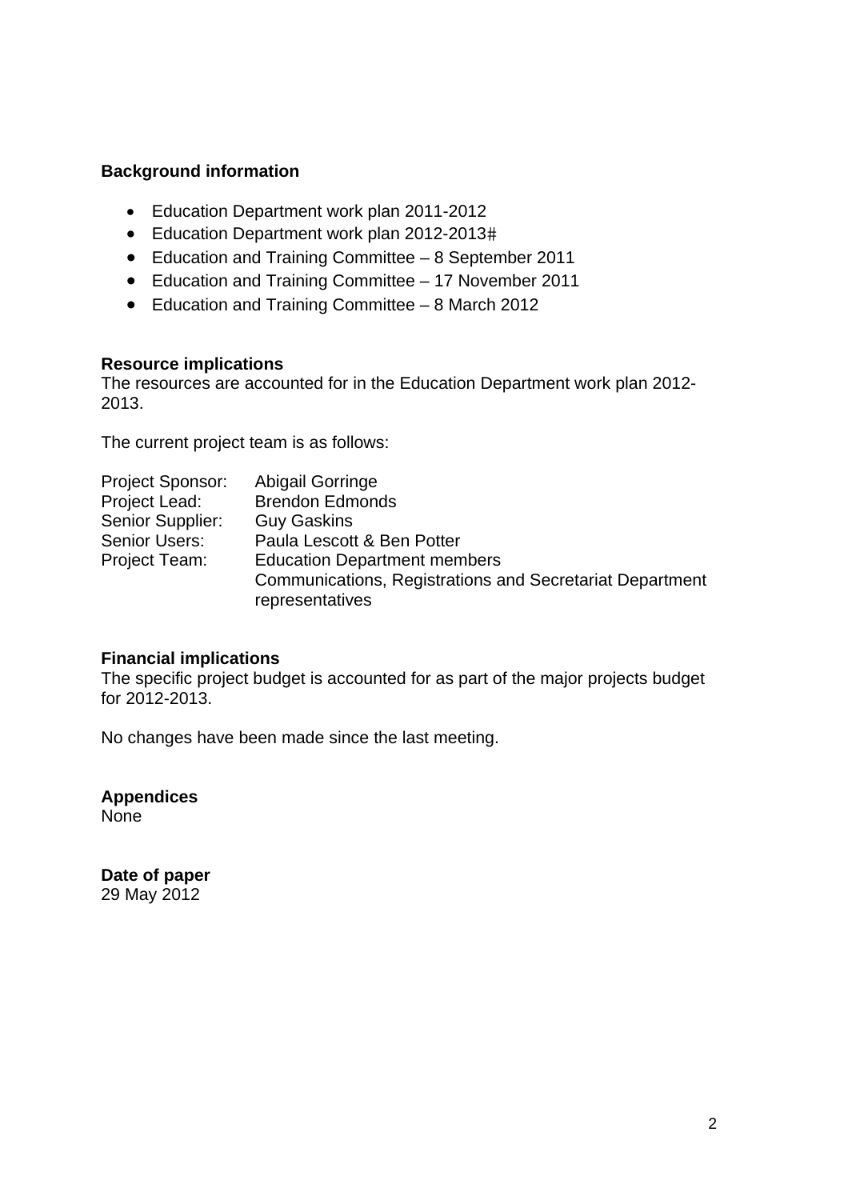**Background information**

- Education Department work plan 2011-2012
- Education Department work plan 2012-2013#
- Education and Training Committee – 8 September 2011
- Education and Training Committee – 17 November 2011
- Education and Training Committee – 8 March 2012

**Resource implications**
The resources are accounted for in the Education Department work plan 2012-2013.

The current project team is as follows:

| | |
|---|---|
| Project Sponsor: | Abigail Gorringe |
| Project Lead: | Brendon Edmonds |
| Senior Supplier: | Guy Gaskins |
| Senior Users: | Paula Lescott & Ben Potter |
| Project Team: | Education Department members<br>Communications, Registrations and Secretariat Department representatives |

**Financial implications**
The specific project budget is accounted for as part of the major projects budget for 2012-2013.

No changes have been made since the last meeting.

**Appendices**
None

**Date of paper**
29 May 2012